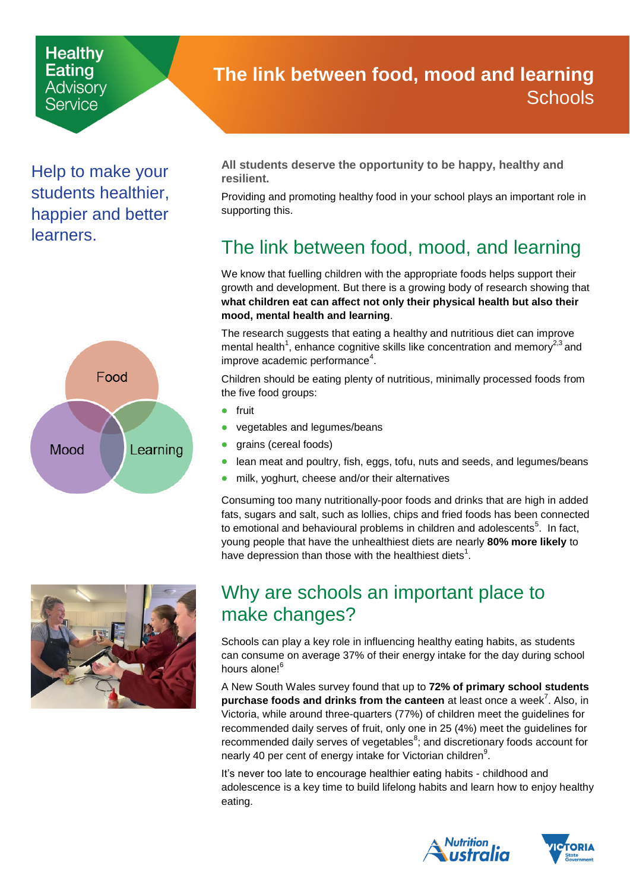Healthy Eating Advisory Service

# The link between food, mood and learning
Schools

Help to make your students healthier, happier and better learners.

**All students deserve the opportunity to be happy, healthy and resilient.**

Providing and promoting healthy food in your school plays an important role in supporting this.

## The link between food, mood, and learning

We know that fuelling children with the appropriate foods helps support their growth and development. But there is a growing body of research showing that **what children eat can affect not only their physical health but also their mood, mental health and learning**.

The research suggests that eating a healthy and nutritious diet can improve mental health[1], enhance cognitive skills like concentration and memory[2,3] and improve academic performance[4].

Children should be eating plenty of nutritious, minimally processed foods from the five food groups:

- fruit
- vegetables and legumes/beans
- grains (cereal foods)
- lean meat and poultry, fish, eggs, tofu, nuts and seeds, and legumes/beans
- milk, yoghurt, cheese and/or their alternatives

Consuming too many nutritionally-poor foods and drinks that are high in added fats, sugars and salt, such as lollies, chips and fried foods has been connected to emotional and behavioural problems in children and adolescents[5]. In fact, young people that have the unhealthiest diets are nearly **80% more likely** to have depression than those with the healthiest diets[1].

## Why are schools an important place to make changes?

Schools can play a key role in influencing healthy eating habits, as students can consume on average 37% of their energy intake for the day during school hours alone![6]

A New South Wales survey found that up to **72% of primary school students purchase foods and drinks from the canteen** at least once a week[7]. Also, in Victoria, while around three-quarters (77%) of children meet the guidelines for recommended daily serves of fruit, only one in 25 (4%) meet the guidelines for recommended daily serves of vegetables[8]; and discretionary foods account for nearly 40 per cent of energy intake for Victorian children[9].

It's never too late to encourage healthier eating habits - childhood and adolescence is a key time to build lifelong habits and learn how to enjoy healthy eating.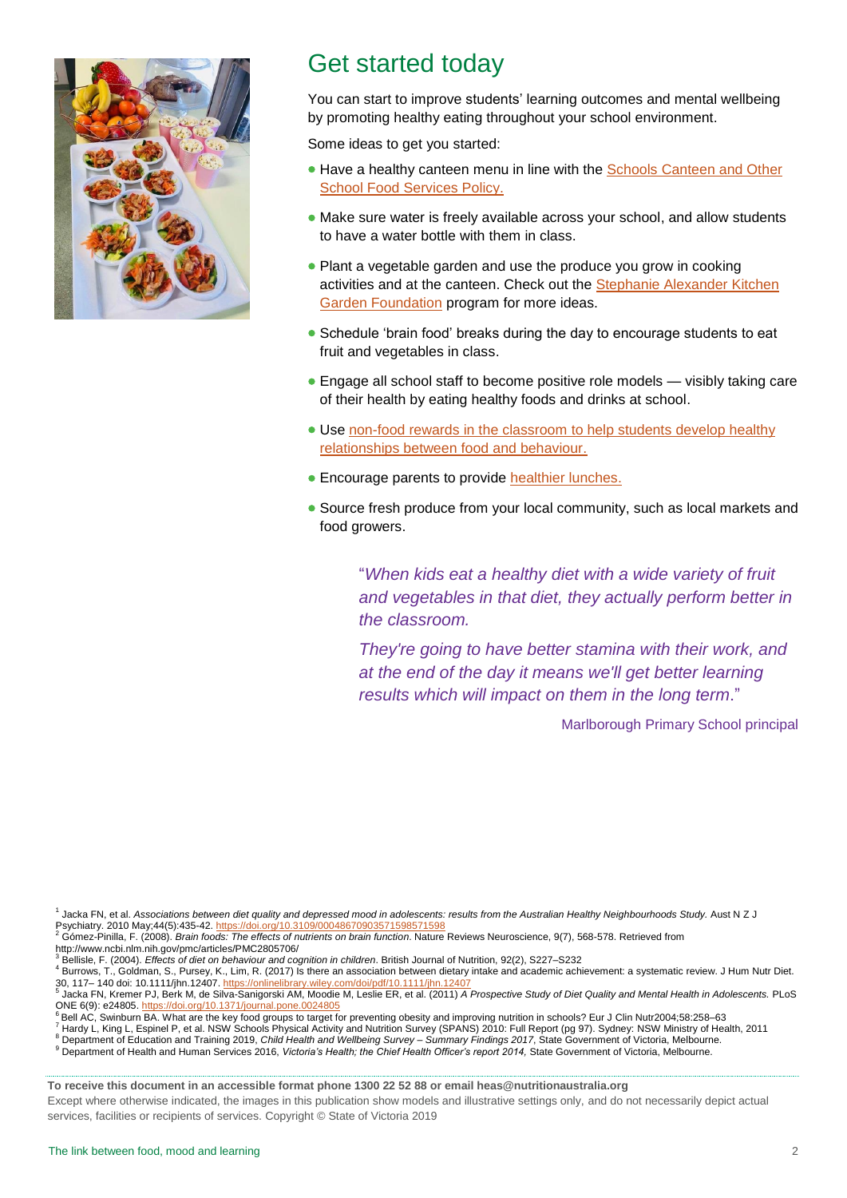# Get started today

You can start to improve students' learning outcomes and mental wellbeing by promoting healthy eating throughout your school environment.

Some ideas to get you started:

- Have a healthy canteen menu in line with the Schools Canteen and Other School Food Services Policy.
- Make sure water is freely available across your school, and allow students to have a water bottle with them in class.
- Plant a vegetable garden and use the produce you grow in cooking activities and at the canteen. Check out the Stephanie Alexander Kitchen Garden Foundation program for more ideas.
- Schedule 'brain food' breaks during the day to encourage students to eat fruit and vegetables in class.
- Engage all school staff to become positive role models — visibly taking care of their health by eating healthy foods and drinks at school.
- Use non-food rewards in the classroom to help students develop healthy relationships between food and behaviour.
- Encourage parents to provide healthier lunches.
- Source fresh produce from your local community, such as local markets and food growers.

> "*When kids eat a healthy diet with a wide variety of fruit and vegetables in that diet, they actually perform better in the classroom.*
>
> *They're going to have better stamina with their work, and at the end of the day it means we'll get better learning results which will impact on them in the long term.*"
>
> Marlborough Primary School principal

[1] Jacka FN, et al. *Associations between diet quality and depressed mood in adolescents: results from the Australian Healthy Neighbourhoods Study.* Aust N Z J Psychiatry. 2010 May;44(5):435-42. https://doi.org/10.3109/00048670903571598571598

[2] Gómez-Pinilla, F. (2008). *Brain foods: The effects of nutrients on brain function*. Nature Reviews Neuroscience, 9(7), 568-578. Retrieved from http://www.ncbi.nlm.nih.gov/pmc/articles/PMC2805706/

[3] Bellisle, F. (2004). *Effects of diet on behaviour and cognition in children*. British Journal of Nutrition, 92(2), S227–S232

[4] Burrows, T., Goldman, S., Pursey, K., Lim, R. (2017) Is there an association between dietary intake and academic achievement: a systematic review. J Hum Nutr Diet. 30, 117– 140 doi: 10.1111/jhn.12407. https://onlinelibrary.wiley.com/doi/pdf/10.1111/jhn.12407

[5] Jacka FN, Kremer PJ, Berk M, de Silva-Sanigorski AM, Moodie M, Leslie ER, et al. (2011) *A Prospective Study of Diet Quality and Mental Health in Adolescents.* PLoS ONE 6(9): e24805. https://doi.org/10.1371/journal.pone.0024805

[6] Bell AC, Swinburn BA. What are the key food groups to target for preventing obesity and improving nutrition in schools? Eur J Clin Nutr2004;58:258–63

[7] Hardy L, King L, Espinel P, et al. NSW Schools Physical Activity and Nutrition Survey (SPANS) 2010: Full Report (pg 97). Sydney: NSW Ministry of Health, 2011

[8] Department of Education and Training 2019, *Child Health and Wellbeing Survey – Summary Findings 2017*, State Government of Victoria, Melbourne.

[9] Department of Health and Human Services 2016, *Victoria's Health; the Chief Health Officer's report 2014,* State Government of Victoria, Melbourne.

**To receive this document in an accessible format phone 1300 22 52 88 or email heas@nutritionaustralia.org**

Except where otherwise indicated, the images in this publication show models and illustrative settings only, and do not necessarily depict actual services, facilities or recipients of services. Copyright © State of Victoria 2019